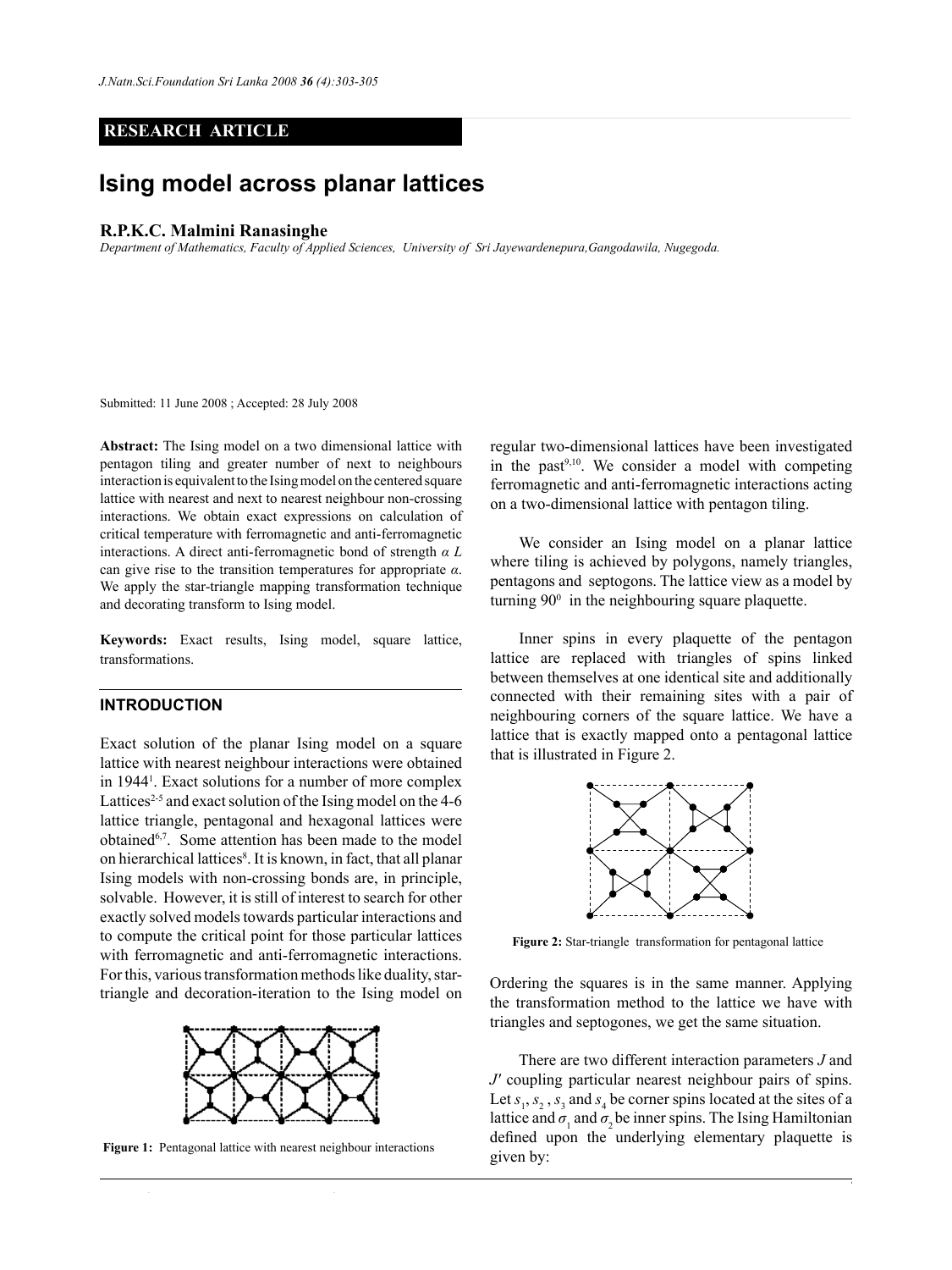RESEARCH ARTICLE

# Ising model across planar lattices

**R.P.K.C. Malmini Ranasinghe**

*Department of Mathematics, Faculty of Applied Sciences, University of Sri Jayewardenepura, Gangodawila, Nugegoda.*

Submitted: 11 June 2008 ; Accepted: 28 July 2008

**Abstract:** The Ising model on a two dimensional lattice with pentagon tiling and greater number of next to neighbours interaction is equivalent to the Ising model on the centered square lattice with nearest and next to nearest neighbour non-crossing interactions. We obtain exact expressions on calculation of critical temperature with ferromagnetic and anti-ferromagnetic interactions. A direct anti-ferromagnetic bond of strength $\alpha L$ can give rise to the transition temperatures for appropriate $\alpha$. We apply the star-triangle mapping transformation technique and decorating transform to Ising model.

**Keywords:** Exact results, Ising model, square lattice, transformations.

## INTRODUCTION

Exact solution of the planar Ising model on a square lattice with nearest neighbour interactions were obtained in 1944[1]. Exact solutions for a number of more complex Lattices[2-5] and exact solution of the Ising model on the 4-6 lattice triangle, pentagonal and hexagonal lattices were obtained[6,7]. Some attention has been made to the model on hierarchical lattices[8]. It is known, in fact, that all planar Ising models with non-crossing bonds are, in principle, solvable. However, it is still of interest to search for other exactly solved models towards particular interactions and to compute the critical point for those particular lattices with ferromagnetic and anti-ferromagnetic interactions. For this, various transformation methods like duality, star-triangle and decoration-iteration to the Ising model on regular two-dimensional lattices have been investigated in the past[9,10]. We consider a model with competing ferromagnetic and anti-ferromagnetic interactions acting on a two-dimensional lattice with pentagon tiling.

**Figure 1:** Pentagonal lattice with nearest neighbour interactions

We consider an Ising model on a planar lattice where tiling is achieved by polygons, namely triangles, pentagons and septogons. The lattice view as a model by turning $90^0$ in the neighbouring square plaquette.

Inner spins in every plaquette of the pentagon lattice are replaced with triangles of spins linked between themselves at one identical site and additionally connected with their remaining sites with a pair of neighbouring corners of the square lattice. We have a lattice that is exactly mapped onto a pentagonal lattice that is illustrated in Figure 2.

**Figure 2:** Star-triangle transformation for pentagonal lattice

Ordering the squares is in the same manner. Applying the transformation method to the lattice we have with triangles and septogones, we get the same situation.

There are two different interaction parameters $J$ and $J'$ coupling particular nearest neighbour pairs of spins. Let $s_1$, $s_2$, $s_3$ and $s_4$ be corner spins located at the sites of a lattice and $\sigma_1$ and $\sigma_2$ be inner spins. The Ising Hamiltonian defined upon the underlying elementary plaquette is given by: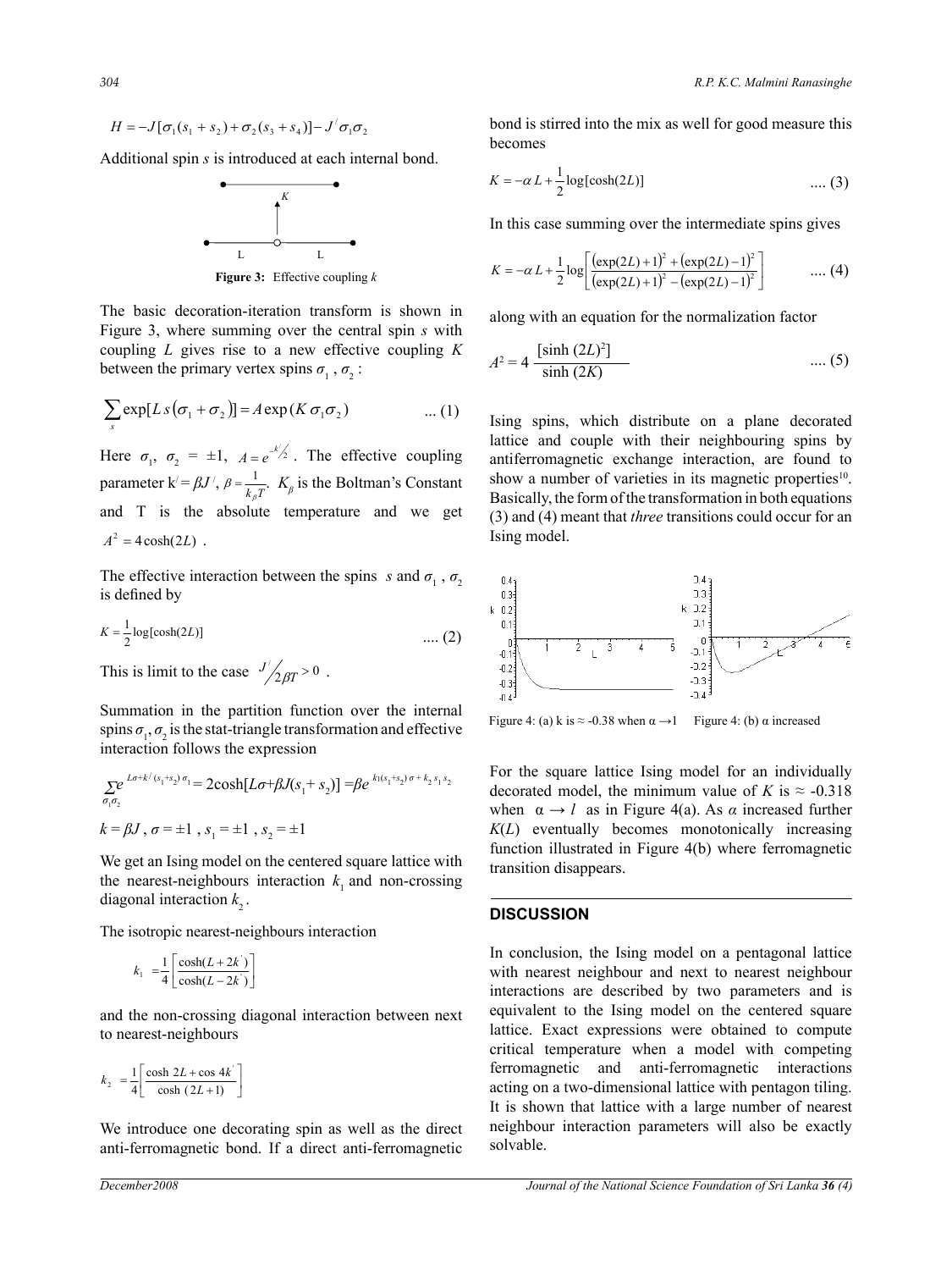$$H = -J[\sigma_1(s_1 + s_2) + \sigma_2(s_3 + s_4)] - J^{/}\sigma_1\sigma_2$$

Additional spin $s$ is introduced at each internal bond.

**Figure 3:** Effective coupling $k$

The basic decoration-iteration transform is shown in Figure 3, where summing over the central spin $s$ with coupling $L$ gives rise to a new effective coupling $K$ between the primary vertex spins $\sigma_1$, $\sigma_2$ :

$$\sum_s \exp[L\, s(\sigma_1 + \sigma_2)] = A \exp(K\, \sigma_1\sigma_2) \qquad \text{... (1)}$$

Here $\sigma_1,\ \sigma_2 = \pm 1,\ A = e^{-k^{/}/2}$. The effective coupling parameter $k^{/} = \beta J^{/}$, $\beta = \frac{1}{k_\beta T}$. $K_\beta$ is the Boltman's Constant and T is the absolute temperature and we get $A^2 = 4\cosh(2L)$ .

The effective interaction between the spins $s$ and $\sigma_1$, $\sigma_2$ is defined by

$$K = \frac{1}{2}\log[\cosh(2L)] \qquad \text{.... (2)}$$

This is limit to the case $J^{/}/2\beta T > 0$ .

Summation in the partition function over the internal spins $\sigma_1$, $\sigma_2$ is the stat-triangle transformation and effective interaction follows the expression

$$\sum_{\sigma_1\sigma_2} e^{L\sigma + k^{/}(s_1+s_2)\sigma_1} = 2\cosh[L\sigma + \beta J(s_1 + s_2)] = \beta e^{k_1(s_1+s_2)\sigma + k_2 s_1 s_2}$$

$$k = \beta J,\ \sigma = \pm 1,\ s_1 = \pm 1,\ s_2 = \pm 1$$

We get an Ising model on the centered square lattice with the nearest-neighbours interaction $k_1$ and non-crossing diagonal interaction $k_2$.

The isotropic nearest-neighbours interaction

$$k_1 = \frac{1}{4}\left[\frac{\cosh(L + 2k^{'})}{\cosh(L - 2k^{'})}\right]$$

and the non-crossing diagonal interaction between next to nearest-neighbours

$$k_2 = \frac{1}{4}\left[\frac{\cosh 2L + \cos 4k^{'}}{\cosh\,(2L + 1)}\right]$$

We introduce one decorating spin as well as the direct anti-ferromagnetic bond. If a direct anti-ferromagnetic bond is stirred into the mix as well for good measure this becomes

$$K = -\alpha\, L + \frac{1}{2}\log[\cosh(2L)] \qquad \text{.... (3)}$$

In this case summing over the intermediate spins gives

$$K = -\alpha\, L + \frac{1}{2}\log\left[\frac{(\exp(2L)+1)^2 + (\exp(2L)-1)^2}{(\exp(2L)+1)^2 - (\exp(2L)-1)^2}\right] \qquad \text{.... (4)}$$

along with an equation for the normalization factor

$$A^2 = 4\,\frac{[\sinh\,(2L)^2]}{\sinh\,(2K)} \qquad \text{.... (5)}$$

Ising spins, which distribute on a plane decorated lattice and couple with their neighbouring spins by antiferromagnetic exchange interaction, are found to show a number of varieties in its magnetic properties[10]. Basically, the form of the transformation in both equations (3) and (4) meant that *three* transitions could occur for an Ising model.

Figure 4: (a) k is ≈ -0.38 when $\alpha \rightarrow 1$ Figure 4: (b) α increased

For the square lattice Ising model for an individually decorated model, the minimum value of $K$ is ≈ -0.318 when $\alpha \rightarrow l$ as in Figure 4(a). As $\alpha$ increased further $K(L)$ eventually becomes monotonically increasing function illustrated in Figure 4(b) where ferromagnetic transition disappears.

## DISCUSSION

In conclusion, the Ising model on a pentagonal lattice with nearest neighbour and next to nearest neighbour interactions are described by two parameters and is equivalent to the Ising model on the centered square lattice. Exact expressions were obtained to compute critical temperature when a model with competing ferromagnetic and anti-ferromagnetic interactions acting on a two-dimensional lattice with pentagon tiling. It is shown that lattice with a large number of nearest neighbour interaction parameters will also be exactly solvable.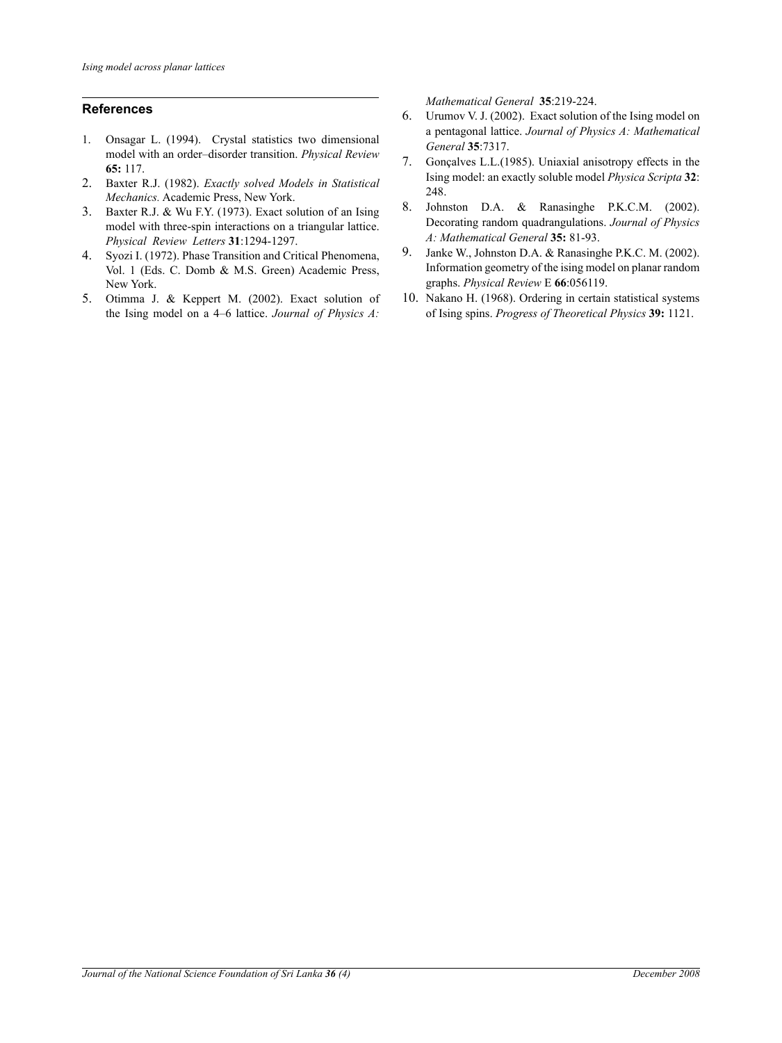## References

1. Onsagar L. (1994). Crystal statistics two dimensional model with an order–disorder transition. *Physical Review* **65:** 117.
2. Baxter R.J. (1982). *Exactly solved Models in Statistical Mechanics.* Academic Press, New York.
3. Baxter R.J. & Wu F.Y. (1973). Exact solution of an Ising model with three-spin interactions on a triangular lattice. *Physical Review Letters* **31**:1294-1297.
4. Syozi I. (1972). Phase Transition and Critical Phenomena, Vol. 1 (Eds. C. Domb & M.S. Green) Academic Press, New York.
5. Otimma J. & Keppert M. (2002). Exact solution of the Ising model on a 4–6 lattice. *Journal of Physics A: Mathematical General* **35**:219-224.
6. Urumov V. J. (2002). Exact solution of the Ising model on a pentagonal lattice. *Journal of Physics A: Mathematical General* **35**:7317.
7. Gonçalves L.L.(1985). Uniaxial anisotropy effects in the Ising model: an exactly soluble model *Physica Scripta* **32**: 248.
8. Johnston D.A. & Ranasinghe P.K.C.M. (2002). Decorating random quadrangulations. *Journal of Physics A: Mathematical General* **35:** 81-93.
9. Janke W., Johnston D.A. & Ranasinghe P.K.C. M. (2002). Information geometry of the ising model on planar random graphs. *Physical Review* E **66**:056119.
10. Nakano H. (1968). Ordering in certain statistical systems of Ising spins. *Progress of Theoretical Physics* **39:** 1121.